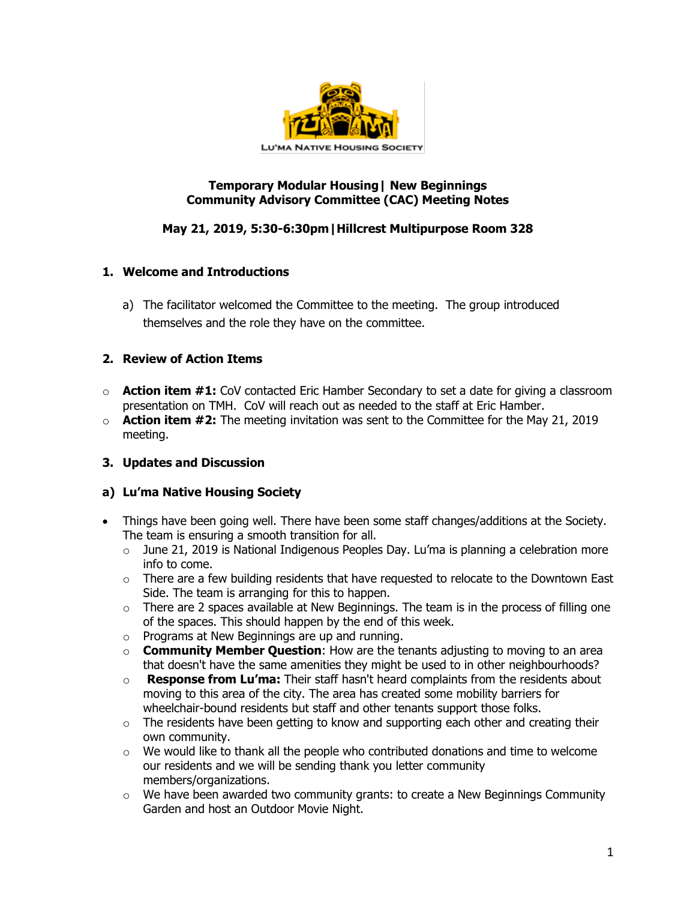LU'MA NATIVE HOUSING SOCIETY

**Temporary Modular Housing | New Beginnings**
**Community Advisory Committee (CAC) Meeting Notes**

**May 21, 2019, 5:30-6:30pm | Hillcrest Multipurpose Room 328**

## 1. Welcome and Introductions

a) The facilitator welcomed the Committee to the meeting. The group introduced themselves and the role they have on the committee.

## 2. Review of Action Items

- **Action item #1:** CoV contacted Eric Hamber Secondary to set a date for giving a classroom presentation on TMH. CoV will reach out as needed to the staff at Eric Hamber.
- **Action item #2:** The meeting invitation was sent to the Committee for the May 21, 2019 meeting.

## 3. Updates and Discussion

### a) Lu'ma Native Housing Society

- Things have been going well. There have been some staff changes/additions at the Society. The team is ensuring a smooth transition for all.
  - June 21, 2019 is National Indigenous Peoples Day. Lu'ma is planning a celebration more info to come.
  - There are a few building residents that have requested to relocate to the Downtown East Side. The team is arranging for this to happen.
  - There are 2 spaces available at New Beginnings. The team is in the process of filling one of the spaces. This should happen by the end of this week.
  - Programs at New Beginnings are up and running.
  - **Community Member Question**: How are the tenants adjusting to moving to an area that doesn't have the same amenities they might be used to in other neighbourhoods?
  - **Response from Lu'ma:** Their staff hasn't heard complaints from the residents about moving to this area of the city. The area has created some mobility barriers for wheelchair-bound residents but staff and other tenants support those folks.
  - The residents have been getting to know and supporting each other and creating their own community.
  - We would like to thank all the people who contributed donations and time to welcome our residents and we will be sending thank you letter community members/organizations.
  - We have been awarded two community grants: to create a New Beginnings Community Garden and host an Outdoor Movie Night.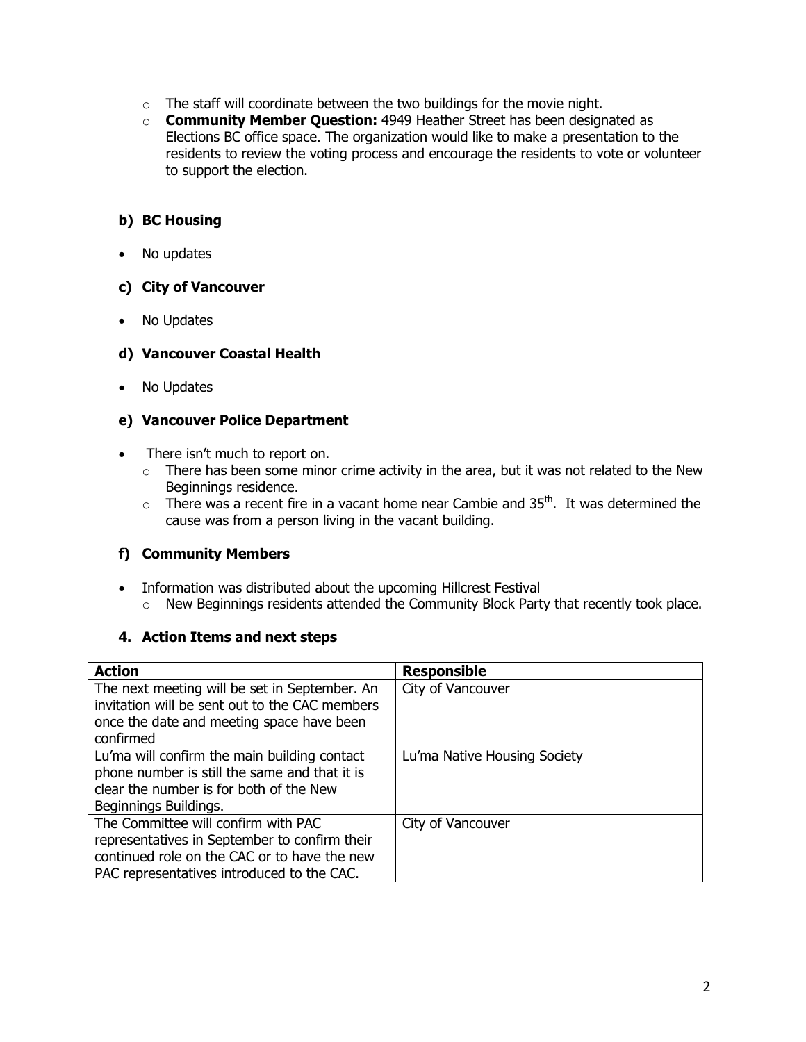- The staff will coordinate between the two buildings for the movie night.
- **Community Member Question:** 4949 Heather Street has been designated as Elections BC office space. The organization would like to make a presentation to the residents to review the voting process and encourage the residents to vote or volunteer to support the election.

### b) BC Housing

- No updates

### c) City of Vancouver

- No Updates

### d) Vancouver Coastal Health

- No Updates

### e) Vancouver Police Department

- There isn't much to report on.
  - There has been some minor crime activity in the area, but it was not related to the New Beginnings residence.
  - There was a recent fire in a vacant home near Cambie and 35th. It was determined the cause was from a person living in the vacant building.

### f) Community Members

- Information was distributed about the upcoming Hillcrest Festival
  - New Beginnings residents attended the Community Block Party that recently took place.

## 4. Action Items and next steps

| Action | Responsible |
|---|---|
| The next meeting will be set in September. An invitation will be sent out to the CAC members once the date and meeting space have been confirmed | City of Vancouver |
| Lu'ma will confirm the main building contact phone number is still the same and that it is clear the number is for both of the New Beginnings Buildings. | Lu'ma Native Housing Society |
| The Committee will confirm with PAC representatives in September to confirm their continued role on the CAC or to have the new PAC representatives introduced to the CAC. | City of Vancouver |